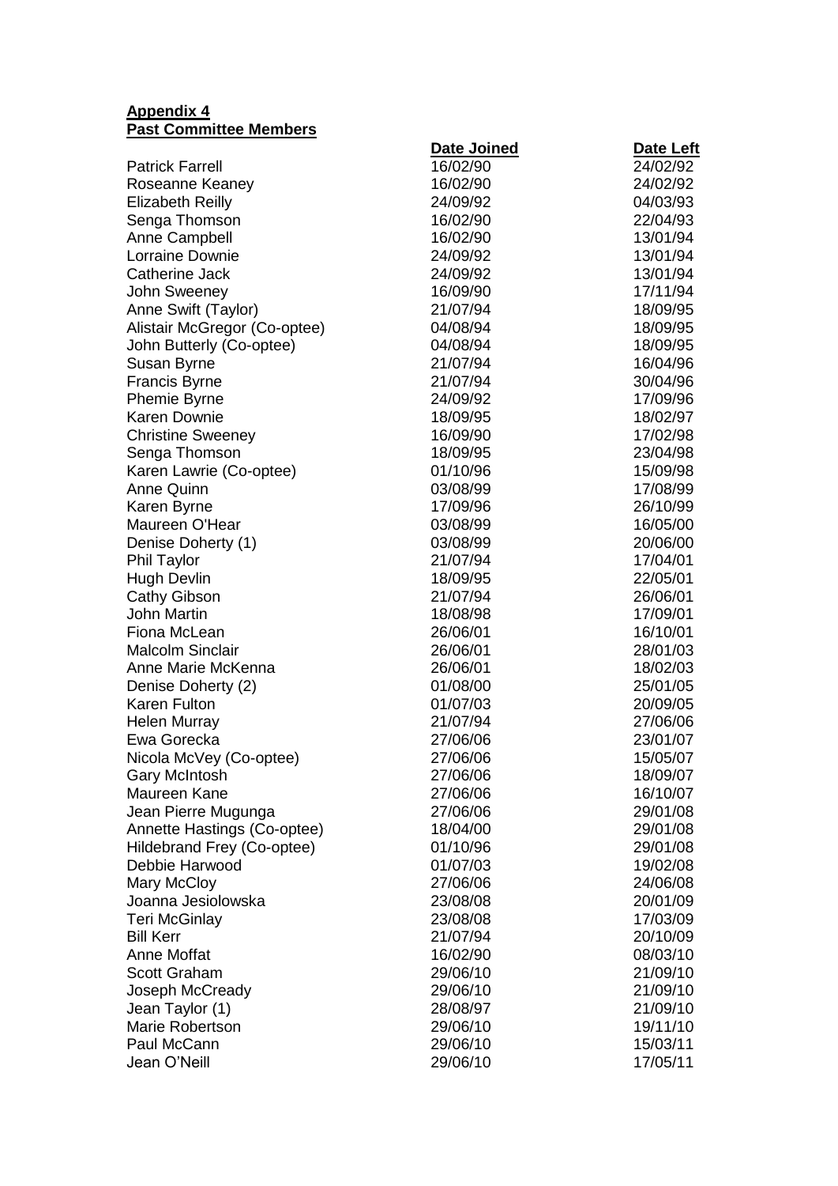**Appendix 4**
**Past Committee Members**

| | Date Joined | Date Left |
|---|---|---|
| Patrick Farrell | 16/02/90 | 24/02/92 |
| Roseanne Keaney | 16/02/90 | 24/02/92 |
| Elizabeth Reilly | 24/09/92 | 04/03/93 |
| Senga Thomson | 16/02/90 | 22/04/93 |
| Anne Campbell | 16/02/90 | 13/01/94 |
| Lorraine Downie | 24/09/92 | 13/01/94 |
| Catherine Jack | 24/09/92 | 13/01/94 |
| John Sweeney | 16/09/90 | 17/11/94 |
| Anne Swift (Taylor) | 21/07/94 | 18/09/95 |
| Alistair McGregor (Co-optee) | 04/08/94 | 18/09/95 |
| John Butterly (Co-optee) | 04/08/94 | 18/09/95 |
| Susan Byrne | 21/07/94 | 16/04/96 |
| Francis Byrne | 21/07/94 | 30/04/96 |
| Phemie Byrne | 24/09/92 | 17/09/96 |
| Karen Downie | 18/09/95 | 18/02/97 |
| Christine Sweeney | 16/09/90 | 17/02/98 |
| Senga Thomson | 18/09/95 | 23/04/98 |
| Karen Lawrie (Co-optee) | 01/10/96 | 15/09/98 |
| Anne Quinn | 03/08/99 | 17/08/99 |
| Karen Byrne | 17/09/96 | 26/10/99 |
| Maureen O'Hear | 03/08/99 | 16/05/00 |
| Denise Doherty (1) | 03/08/99 | 20/06/00 |
| Phil Taylor | 21/07/94 | 17/04/01 |
| Hugh Devlin | 18/09/95 | 22/05/01 |
| Cathy Gibson | 21/07/94 | 26/06/01 |
| John Martin | 18/08/98 | 17/09/01 |
| Fiona McLean | 26/06/01 | 16/10/01 |
| Malcolm Sinclair | 26/06/01 | 28/01/03 |
| Anne Marie McKenna | 26/06/01 | 18/02/03 |
| Denise Doherty (2) | 01/08/00 | 25/01/05 |
| Karen Fulton | 01/07/03 | 20/09/05 |
| Helen Murray | 21/07/94 | 27/06/06 |
| Ewa Gorecka | 27/06/06 | 23/01/07 |
| Nicola McVey (Co-optee) | 27/06/06 | 15/05/07 |
| Gary McIntosh | 27/06/06 | 18/09/07 |
| Maureen Kane | 27/06/06 | 16/10/07 |
| Jean Pierre Mugunga | 27/06/06 | 29/01/08 |
| Annette Hastings (Co-optee) | 18/04/00 | 29/01/08 |
| Hildebrand Frey (Co-optee) | 01/10/96 | 29/01/08 |
| Debbie Harwood | 01/07/03 | 19/02/08 |
| Mary McCloy | 27/06/06 | 24/06/08 |
| Joanna Jesiolowska | 23/08/08 | 20/01/09 |
| Teri McGinlay | 23/08/08 | 17/03/09 |
| Bill Kerr | 21/07/94 | 20/10/09 |
| Anne Moffat | 16/02/90 | 08/03/10 |
| Scott Graham | 29/06/10 | 21/09/10 |
| Joseph McCready | 29/06/10 | 21/09/10 |
| Jean Taylor (1) | 28/08/97 | 21/09/10 |
| Marie Robertson | 29/06/10 | 19/11/10 |
| Paul McCann | 29/06/10 | 15/03/11 |
| Jean O'Neill | 29/06/10 | 17/05/11 |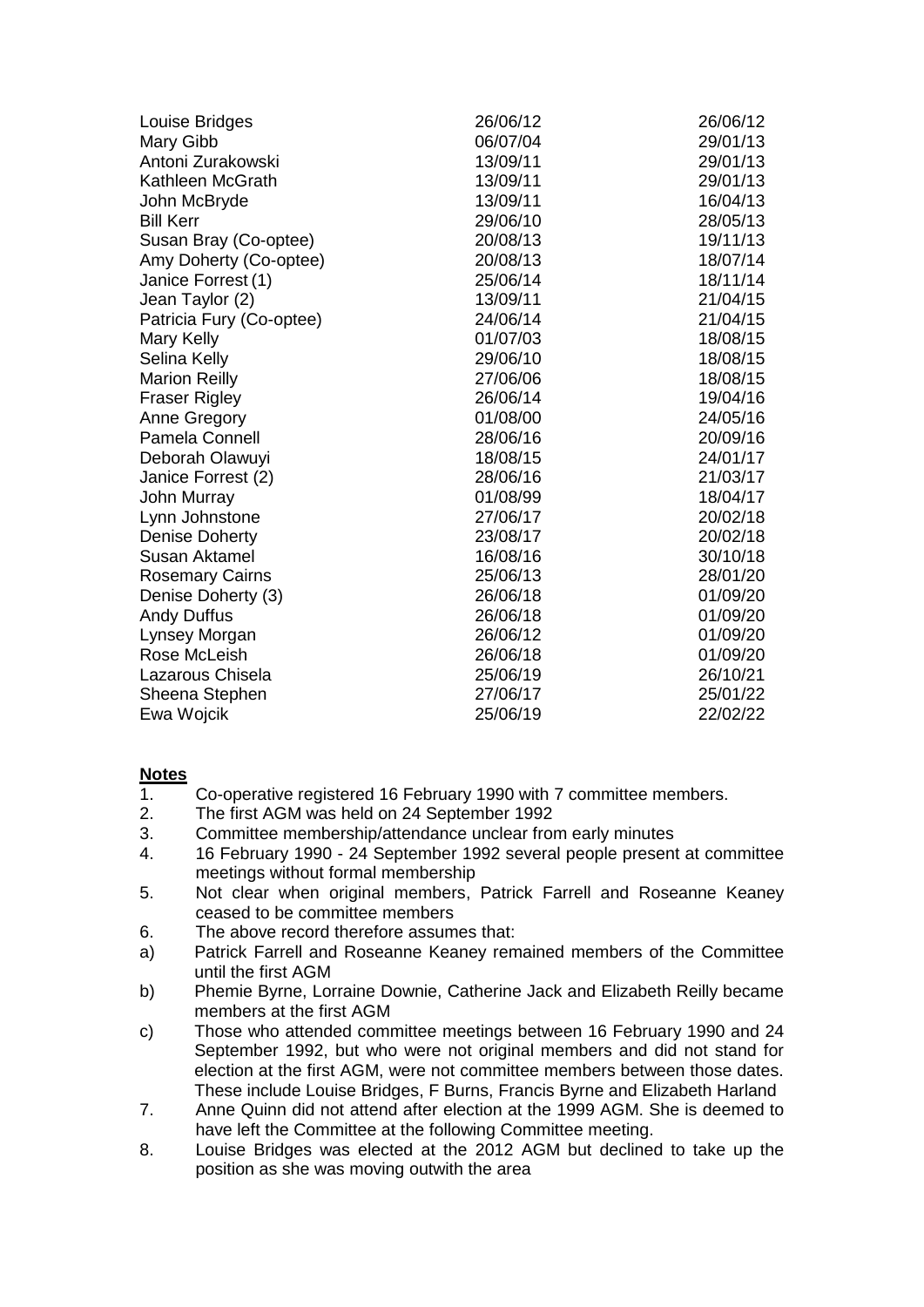| | | |
|---|---|---|
| Louise Bridges | 26/06/12 | 26/06/12 |
| Mary Gibb | 06/07/04 | 29/01/13 |
| Antoni Zurakowski | 13/09/11 | 29/01/13 |
| Kathleen McGrath | 13/09/11 | 29/01/13 |
| John McBryde | 13/09/11 | 16/04/13 |
| Bill Kerr | 29/06/10 | 28/05/13 |
| Susan Bray (Co-optee) | 20/08/13 | 19/11/13 |
| Amy Doherty (Co-optee) | 20/08/13 | 18/07/14 |
| Janice Forrest (1) | 25/06/14 | 18/11/14 |
| Jean Taylor (2) | 13/09/11 | 21/04/15 |
| Patricia Fury (Co-optee) | 24/06/14 | 21/04/15 |
| Mary Kelly | 01/07/03 | 18/08/15 |
| Selina Kelly | 29/06/10 | 18/08/15 |
| Marion Reilly | 27/06/06 | 18/08/15 |
| Fraser Rigley | 26/06/14 | 19/04/16 |
| Anne Gregory | 01/08/00 | 24/05/16 |
| Pamela Connell | 28/06/16 | 20/09/16 |
| Deborah Olawuyi | 18/08/15 | 24/01/17 |
| Janice Forrest (2) | 28/06/16 | 21/03/17 |
| John Murray | 01/08/99 | 18/04/17 |
| Lynn Johnstone | 27/06/17 | 20/02/18 |
| Denise Doherty | 23/08/17 | 20/02/18 |
| Susan Aktamel | 16/08/16 | 30/10/18 |
| Rosemary Cairns | 25/06/13 | 28/01/20 |
| Denise Doherty (3) | 26/06/18 | 01/09/20 |
| Andy Duffus | 26/06/18 | 01/09/20 |
| Lynsey Morgan | 26/06/12 | 01/09/20 |
| Rose McLeish | 26/06/18 | 01/09/20 |
| Lazarous Chisela | 25/06/19 | 26/10/21 |
| Sheena Stephen | 27/06/17 | 25/01/22 |
| Ewa Wojcik | 25/06/19 | 22/02/22 |

**Notes**

1. Co-operative registered 16 February 1990 with 7 committee members.
2. The first AGM was held on 24 September 1992
3. Committee membership/attendance unclear from early minutes
4. 16 February 1990 - 24 September 1992 several people present at committee meetings without formal membership
5. Not clear when original members, Patrick Farrell and Roseanne Keaney ceased to be committee members
6. The above record therefore assumes that:

a) Patrick Farrell and Roseanne Keaney remained members of the Committee until the first AGM

b) Phemie Byrne, Lorraine Downie, Catherine Jack and Elizabeth Reilly became members at the first AGM

c) Those who attended committee meetings between 16 February 1990 and 24 September 1992, but who were not original members and did not stand for election at the first AGM, were not committee members between those dates. These include Louise Bridges, F Burns, Francis Byrne and Elizabeth Harland

7. Anne Quinn did not attend after election at the 1999 AGM. She is deemed to have left the Committee at the following Committee meeting.
8. Louise Bridges was elected at the 2012 AGM but declined to take up the position as she was moving outwith the area